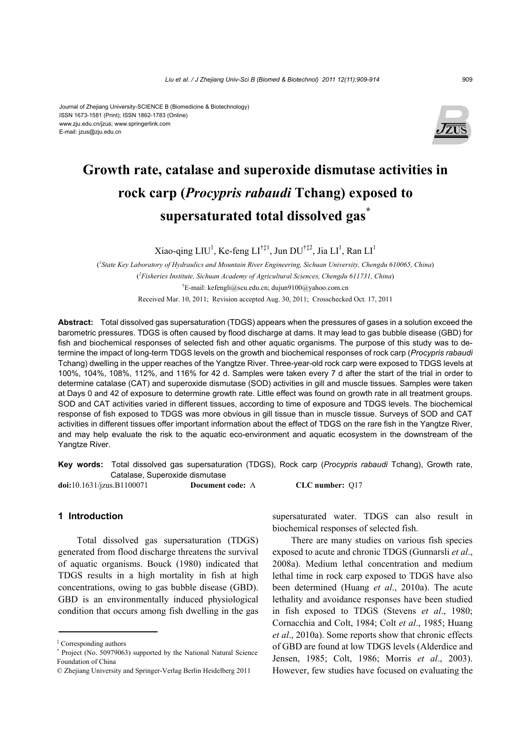Journal of Zhejiang University-SCIENCE B (Biomedicine & Biotechnology)
ISSN 1673-1581 (Print); ISSN 1862-1783 (Online)
www.zju.edu.cn/jzus; www.springerlink.com
E-mail: jzus@zju.edu.cn

# Growth rate, catalase and superoxide dismutase activities in rock carp (*Procypris rabaudi* Tchang) exposed to supersaturated total dissolved gas[*]

Xiao-qing LIU[1], Ke-feng LI[†‡1], Jun DU[†‡2], Jia LI[1], Ran LI[1]

([1]State Key Laboratory of Hydraulics and Mountain River Engineering, Sichuan University, Chengdu 610065, China)

([2]Fisheries Institute, Sichuan Academy of Agricultural Sciences, Chengdu 611731, China)

[†]E-mail: kefengli@scu.edu.cn; dujun9100@yahoo.com.cn

Received Mar. 10, 2011; Revision accepted Aug. 30, 2011; Crosschecked Oct. 17, 2011

**Abstract:** Total dissolved gas supersaturation (TDGS) appears when the pressures of gases in a solution exceed the barometric pressures. TDGS is often caused by flood discharge at dams. It may lead to gas bubble disease (GBD) for fish and biochemical responses of selected fish and other aquatic organisms. The purpose of this study was to determine the impact of long-term TDGS levels on the growth and biochemical responses of rock carp (*Procypris rabaudi* Tchang) dwelling in the upper reaches of the Yangtze River. Three-year-old rock carp were exposed to TDGS levels at 100%, 104%, 108%, 112%, and 116% for 42 d. Samples were taken every 7 d after the start of the trial in order to determine catalase (CAT) and superoxide dismutase (SOD) activities in gill and muscle tissues. Samples were taken at Days 0 and 42 of exposure to determine growth rate. Little effect was found on growth rate in all treatment groups. SOD and CAT activities varied in different tissues, according to time of exposure and TDGS levels. The biochemical response of fish exposed to TDGS was more obvious in gill tissue than in muscle tissue. Surveys of SOD and CAT activities in different tissues offer important information about the effect of TDGS on the rare fish in the Yangtze River, and may help evaluate the risk to the aquatic eco-environment and aquatic ecosystem in the downstream of the Yangtze River.

**Key words:** Total dissolved gas supersaturation (TDGS), Rock carp (*Procypris rabaudi* Tchang), Growth rate, Catalase, Superoxide dismutase

**doi:**10.1631/jzus.B1100071 **Document code:** A **CLC number:** Q17

## 1 Introduction

Total dissolved gas supersaturation (TDGS) generated from flood discharge threatens the survival of aquatic organisms. Bouck (1980) indicated that TDGS results in a high mortality in fish at high concentrations, owing to gas bubble disease (GBD). GBD is an environmentally induced physiological condition that occurs among fish dwelling in the gas supersaturated water. TDGS can also result in biochemical responses of selected fish.

There are many studies on various fish species exposed to acute and chronic TDGS (Gunnarsli *et al*., 2008a). Medium lethal concentration and medium lethal time in rock carp exposed to TDGS have also been determined (Huang *et al*., 2010a). The acute lethality and avoidance responses have been studied in fish exposed to TDGS (Stevens *et al*., 1980; Cornacchia and Colt, 1984; Colt *et al*., 1985; Huang *et al*., 2010a). Some reports show that chronic effects of GBD are found at low TDGS levels (Alderdice and Jensen, 1985; Colt, 1986; Morris *et al*., 2003). However, few studies have focused on evaluating the

---

[‡] Corresponding authors

[*] Project (No. 50979063) supported by the National Natural Science Foundation of China

© Zhejiang University and Springer-Verlag Berlin Heidelberg 2011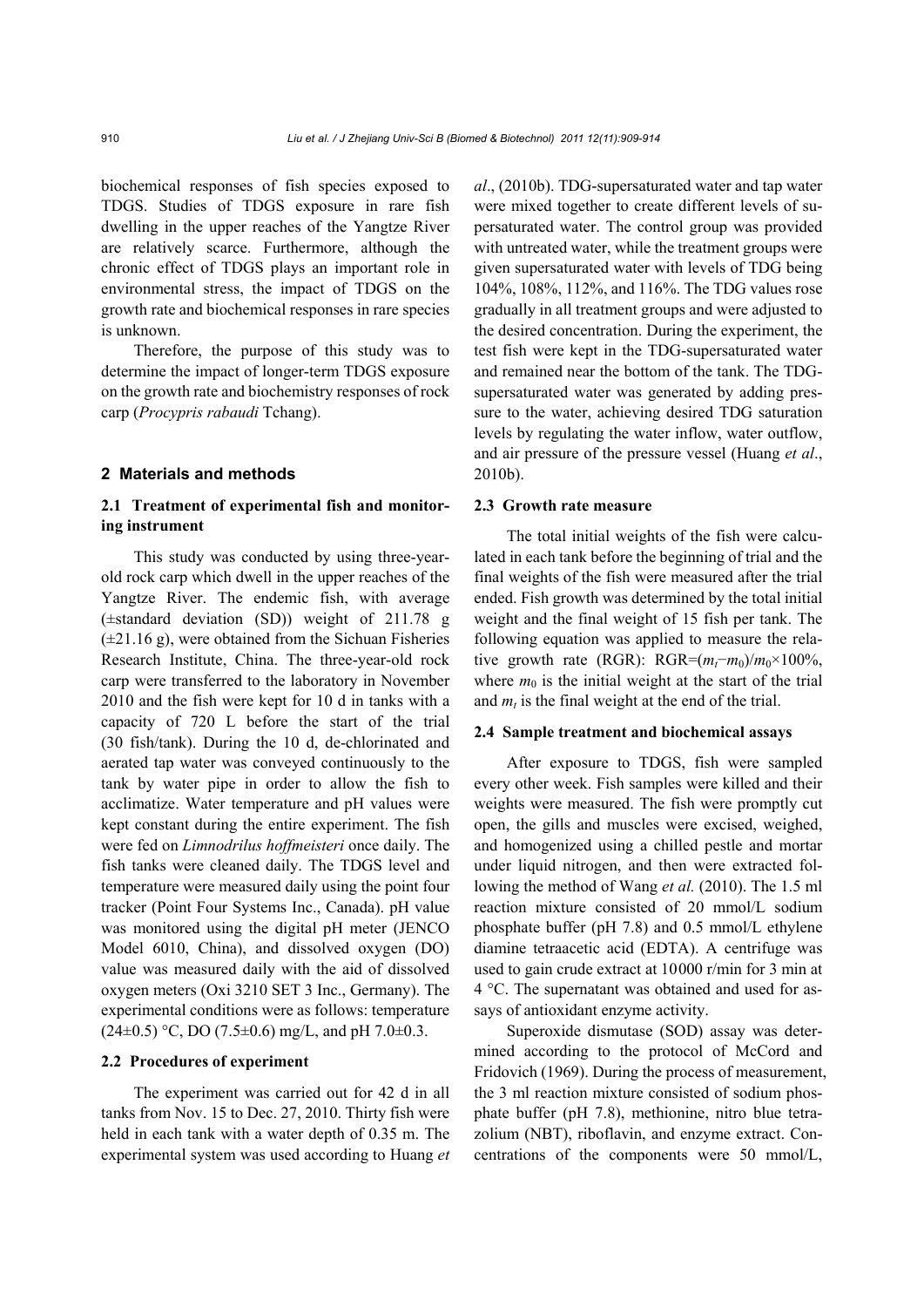biochemical responses of fish species exposed to TDGS. Studies of TDGS exposure in rare fish dwelling in the upper reaches of the Yangtze River are relatively scarce. Furthermore, although the chronic effect of TDGS plays an important role in environmental stress, the impact of TDGS on the growth rate and biochemical responses in rare species is unknown.

Therefore, the purpose of this study was to determine the impact of longer-term TDGS exposure on the growth rate and biochemistry responses of rock carp (*Procypris rabaudi* Tchang).

## 2 Materials and methods

### 2.1 Treatment of experimental fish and monitoring instrument

This study was conducted by using three-year-old rock carp which dwell in the upper reaches of the Yangtze River. The endemic fish, with average (±standard deviation (SD)) weight of 211.78 g (±21.16 g), were obtained from the Sichuan Fisheries Research Institute, China. The three-year-old rock carp were transferred to the laboratory in November 2010 and the fish were kept for 10 d in tanks with a capacity of 720 L before the start of the trial (30 fish/tank). During the 10 d, de-chlorinated and aerated tap water was conveyed continuously to the tank by water pipe in order to allow the fish to acclimatize. Water temperature and pH values were kept constant during the entire experiment. The fish were fed on *Limnodrilus hoffmeisteri* once daily. The fish tanks were cleaned daily. The TDGS level and temperature were measured daily using the point four tracker (Point Four Systems Inc., Canada). pH value was monitored using the digital pH meter (JENCO Model 6010, China), and dissolved oxygen (DO) value was measured daily with the aid of dissolved oxygen meters (Oxi 3210 SET 3 Inc., Germany). The experimental conditions were as follows: temperature (24±0.5) °C, DO (7.5±0.6) mg/L, and pH 7.0±0.3.

### 2.2 Procedures of experiment

The experiment was carried out for 42 d in all tanks from Nov. 15 to Dec. 27, 2010. Thirty fish were held in each tank with a water depth of 0.35 m. The experimental system was used according to Huang *et al*., (2010b). TDG-supersaturated water and tap water were mixed together to create different levels of supersaturated water. The control group was provided with untreated water, while the treatment groups were given supersaturated water with levels of TDG being 104%, 108%, 112%, and 116%. The TDG values rose gradually in all treatment groups and were adjusted to the desired concentration. During the experiment, the test fish were kept in the TDG-supersaturated water and remained near the bottom of the tank. The TDG-supersaturated water was generated by adding pressure to the water, achieving desired TDG saturation levels by regulating the water inflow, water outflow, and air pressure of the pressure vessel (Huang *et al*., 2010b).

### 2.3 Growth rate measure

The total initial weights of the fish were calculated in each tank before the beginning of trial and the final weights of the fish were measured after the trial ended. Fish growth was determined by the total initial weight and the final weight of 15 fish per tank. The following equation was applied to measure the relative growth rate (RGR): $RGR=(m_t-m_0)/m_0\times100\%$, where $m_0$ is the initial weight at the start of the trial and $m_t$ is the final weight at the end of the trial.

### 2.4 Sample treatment and biochemical assays

After exposure to TDGS, fish were sampled every other week. Fish samples were killed and their weights were measured. The fish were promptly cut open, the gills and muscles were excised, weighed, and homogenized using a chilled pestle and mortar under liquid nitrogen, and then were extracted following the method of Wang *et al.* (2010). The 1.5 ml reaction mixture consisted of 20 mmol/L sodium phosphate buffer (pH 7.8) and 0.5 mmol/L ethylene diamine tetraacetic acid (EDTA). A centrifuge was used to gain crude extract at 10000 r/min for 3 min at 4 °C. The supernatant was obtained and used for assays of antioxidant enzyme activity.

Superoxide dismutase (SOD) assay was determined according to the protocol of McCord and Fridovich (1969). During the process of measurement, the 3 ml reaction mixture consisted of sodium phosphate buffer (pH 7.8), methionine, nitro blue tetrazolium (NBT), riboflavin, and enzyme extract. Concentrations of the components were 50 mmol/L,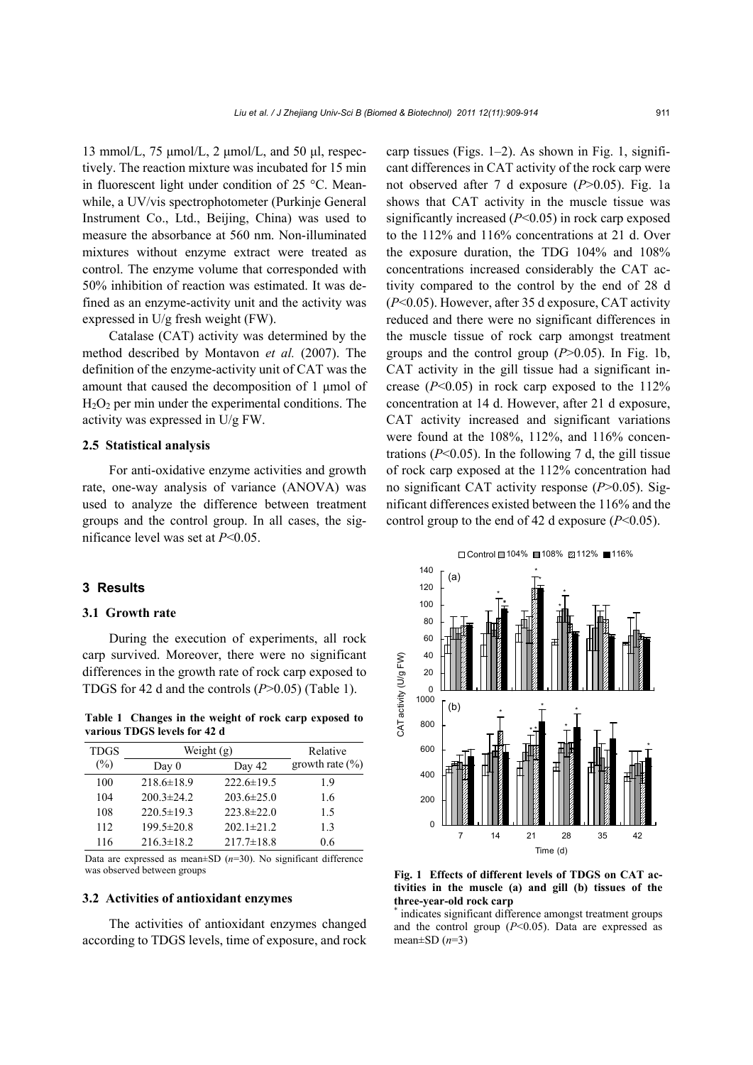13 mmol/L, 75 μmol/L, 2 μmol/L, and 50 μl, respectively. The reaction mixture was incubated for 15 min in fluorescent light under condition of 25 °C. Meanwhile, a UV/vis spectrophotometer (Purkinje General Instrument Co., Ltd., Beijing, China) was used to measure the absorbance at 560 nm. Non-illuminated mixtures without enzyme extract were treated as control. The enzyme volume that corresponded with 50% inhibition of reaction was estimated. It was defined as an enzyme-activity unit and the activity was expressed in U/g fresh weight (FW).

Catalase (CAT) activity was determined by the method described by Montavon *et al.* (2007). The definition of the enzyme-activity unit of CAT was the amount that caused the decomposition of 1 μmol of $H_2O_2$ per min under the experimental conditions. The activity was expressed in U/g FW.

### 2.5 Statistical analysis

For anti-oxidative enzyme activities and growth rate, one-way analysis of variance (ANOVA) was used to analyze the difference between treatment groups and the control group. In all cases, the significance level was set at $P<0.05$.

## 3 Results

### 3.1 Growth rate

During the execution of experiments, all rock carp survived. Moreover, there were no significant differences in the growth rate of rock carp exposed to TDGS for 42 d and the controls ($P>0.05$) (Table 1).

**Table 1 Changes in the weight of rock carp exposed to various TDGS levels for 42 d**

| TDGS (%) | Weight (g) | | Relative growth rate (%) |
|---|---|---|---|
| | Day 0 | Day 42 | |
| 100 | 218.6±18.9 | 222.6±19.5 | 1.9 |
| 104 | 200.3±24.2 | 203.6±25.0 | 1.6 |
| 108 | 220.5±19.3 | 223.8±22.0 | 1.5 |
| 112 | 199.5±20.8 | 202.1±21.2 | 1.3 |
| 116 | 216.3±18.2 | 217.7±18.8 | 0.6 |

Data are expressed as mean±SD ($n$=30). No significant difference was observed between groups

### 3.2 Activities of antioxidant enzymes

The activities of antioxidant enzymes changed according to TDGS levels, time of exposure, and rock carp tissues (Figs. 1–2). As shown in Fig. 1, significant differences in CAT activity of the rock carp were not observed after 7 d exposure ($P>0.05$). Fig. 1a shows that CAT activity in the muscle tissue was significantly increased ($P<0.05$) in rock carp exposed to the 112% and 116% concentrations at 21 d. Over the exposure duration, the TDG 104% and 108% concentrations increased considerably the CAT activity compared to the control by the end of 28 d ($P<0.05$). However, after 35 d exposure, CAT activity reduced and there were no significant differences in the muscle tissue of rock carp amongst treatment groups and the control group ($P>0.05$). In Fig. 1b, CAT activity in the gill tissue had a significant increase ($P<0.05$) in rock carp exposed to the 112% concentration at 14 d. However, after 21 d exposure, CAT activity increased and significant variations were found at the 108%, 112%, and 116% concentrations ($P<0.05$). In the following 7 d, the gill tissue of rock carp exposed at the 112% concentration had no significant CAT activity response ($P>0.05$). Significant differences existed between the 116% and the control group to the end of 42 d exposure ($P<0.05$).

**Fig. 1 Effects of different levels of TDGS on CAT activities in the muscle (a) and gill (b) tissues of the three-year-old rock carp**

* indicates significant difference amongst treatment groups and the control group ($P<0.05$). Data are expressed as mean±SD ($n$=3)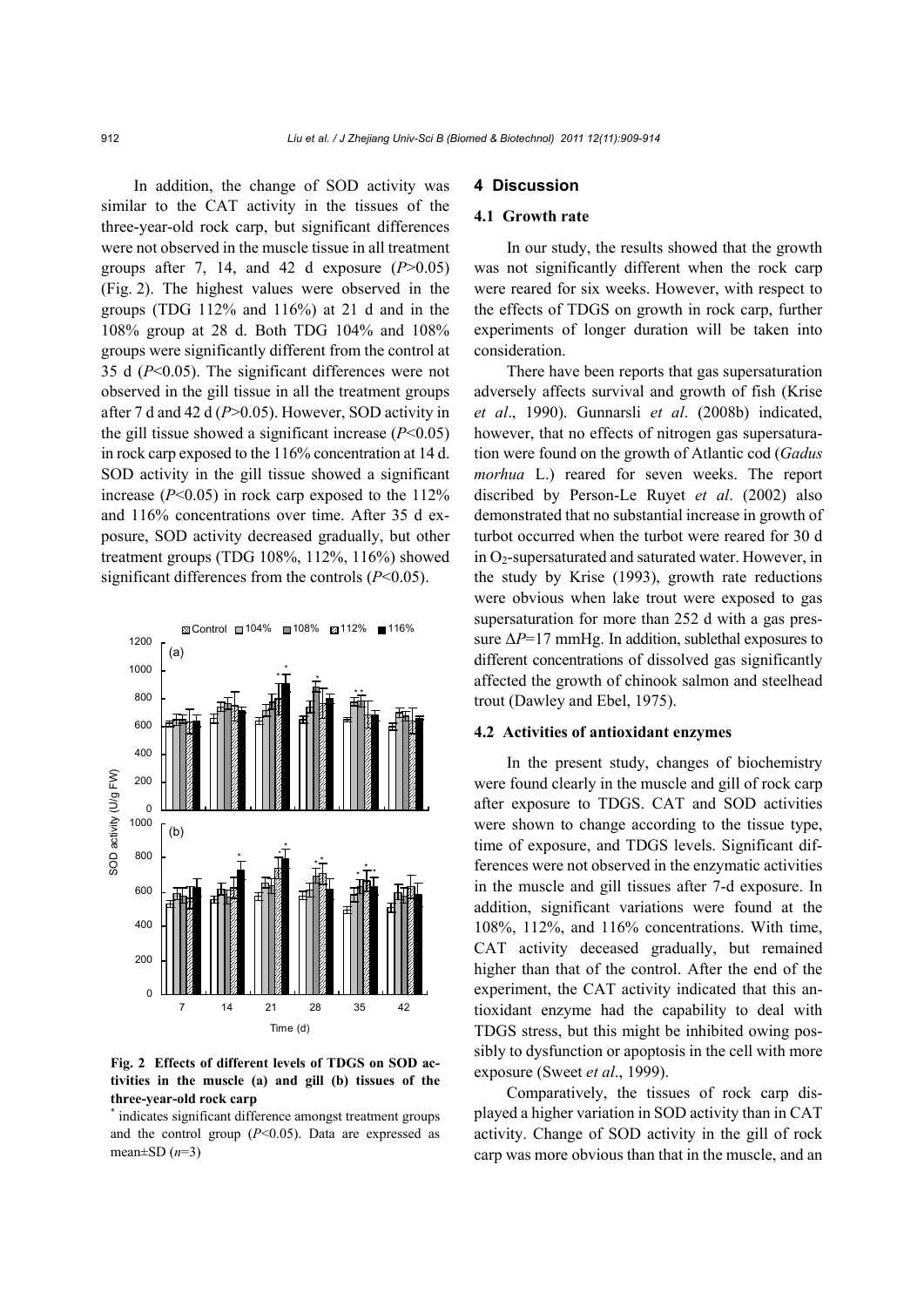In addition, the change of SOD activity was similar to the CAT activity in the tissues of the three-year-old rock carp, but significant differences were not observed in the muscle tissue in all treatment groups after 7, 14, and 42 d exposure ($P$>0.05) (Fig. 2). The highest values were observed in the groups (TDG 112% and 116%) at 21 d and in the 108% group at 28 d. Both TDG 104% and 108% groups were significantly different from the control at 35 d ($P$<0.05). The significant differences were not observed in the gill tissue in all the treatment groups after 7 d and 42 d ($P$>0.05). However, SOD activity in the gill tissue showed a significant increase ($P$<0.05) in rock carp exposed to the 116% concentration at 14 d. SOD activity in the gill tissue showed a significant increase ($P$<0.05) in rock carp exposed to the 112% and 116% concentrations over time. After 35 d exposure, SOD activity decreased gradually, but other treatment groups (TDG 108%, 112%, 116%) showed significant differences from the controls ($P$<0.05).

**Fig. 2 Effects of different levels of TDGS on SOD activities in the muscle (a) and gill (b) tissues of the three-year-old rock carp**

\* indicates significant difference amongst treatment groups and the control group ($P$<0.05). Data are expressed as mean±SD ($n$=3)

## 4 Discussion

### 4.1 Growth rate

In our study, the results showed that the growth was not significantly different when the rock carp were reared for six weeks. However, with respect to the effects of TDGS on growth in rock carp, further experiments of longer duration will be taken into consideration.

There have been reports that gas supersaturation adversely affects survival and growth of fish (Krise *et al*., 1990). Gunnarsli *et al*. (2008b) indicated, however, that no effects of nitrogen gas supersaturation were found on the growth of Atlantic cod (*Gadus morhua* L.) reared for seven weeks. The report discribed by Person-Le Ruyet *et al*. (2002) also demonstrated that no substantial increase in growth of turbot occurred when the turbot were reared for 30 d in $O_2$-supersaturated and saturated water. However, in the study by Krise (1993), growth rate reductions were obvious when lake trout were exposed to gas supersaturation for more than 252 d with a gas pressure $\Delta P$=17 mmHg. In addition, sublethal exposures to different concentrations of dissolved gas significantly affected the growth of chinook salmon and steelhead trout (Dawley and Ebel, 1975).

### 4.2 Activities of antioxidant enzymes

In the present study, changes of biochemistry were found clearly in the muscle and gill of rock carp after exposure to TDGS. CAT and SOD activities were shown to change according to the tissue type, time of exposure, and TDGS levels. Significant differences were not observed in the enzymatic activities in the muscle and gill tissues after 7-d exposure. In addition, significant variations were found at the 108%, 112%, and 116% concentrations. With time, CAT activity deceased gradually, but remained higher than that of the control. After the end of the experiment, the CAT activity indicated that this antioxidant enzyme had the capability to deal with TDGS stress, but this might be inhibited owing possibly to dysfunction or apoptosis in the cell with more exposure (Sweet *et al*., 1999).

Comparatively, the tissues of rock carp displayed a higher variation in SOD activity than in CAT activity. Change of SOD activity in the gill of rock carp was more obvious than that in the muscle, and an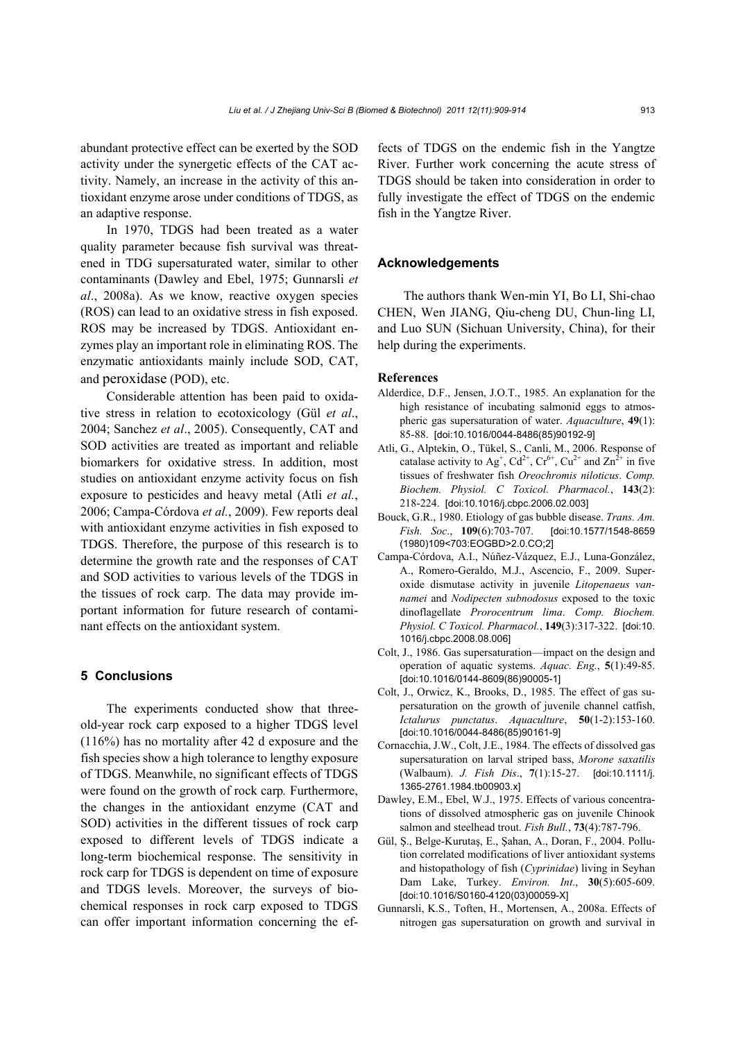abundant protective effect can be exerted by the SOD activity under the synergetic effects of the CAT activity. Namely, an increase in the activity of this antioxidant enzyme arose under conditions of TDGS, as an adaptive response.

In 1970, TDGS had been treated as a water quality parameter because fish survival was threatened in TDG supersaturated water, similar to other contaminants (Dawley and Ebel, 1975; Gunnarsli *et al*., 2008a). As we know, reactive oxygen species (ROS) can lead to an oxidative stress in fish exposed. ROS may be increased by TDGS. Antioxidant enzymes play an important role in eliminating ROS. The enzymatic antioxidants mainly include SOD, CAT, and peroxidase (POD), etc.

Considerable attention has been paid to oxidative stress in relation to ecotoxicology (Gül *et al*., 2004; Sanchez *et al*., 2005). Consequently, CAT and SOD activities are treated as important and reliable biomarkers for oxidative stress. In addition, most studies on antioxidant enzyme activity focus on fish exposure to pesticides and heavy metal (Atli *et al.*, 2006; Campa-Córdova *et al.*, 2009). Few reports deal with antioxidant enzyme activities in fish exposed to TDGS. Therefore, the purpose of this research is to determine the growth rate and the responses of CAT and SOD activities to various levels of the TDGS in the tissues of rock carp. The data may provide important information for future research of contaminant effects on the antioxidant system.

## 5 Conclusions

The experiments conducted show that three-old-year rock carp exposed to a higher TDGS level (116%) has no mortality after 42 d exposure and the fish species show a high tolerance to lengthy exposure of TDGS. Meanwhile, no significant effects of TDGS were found on the growth of rock carp*.* Furthermore, the changes in the antioxidant enzyme (CAT and SOD) activities in the different tissues of rock carp exposed to different levels of TDGS indicate a long-term biochemical response. The sensitivity in rock carp for TDGS is dependent on time of exposure and TDGS levels. Moreover, the surveys of biochemical responses in rock carp exposed to TDGS can offer important information concerning the effects of TDGS on the endemic fish in the Yangtze River. Further work concerning the acute stress of TDGS should be taken into consideration in order to fully investigate the effect of TDGS on the endemic fish in the Yangtze River.

## Acknowledgements

The authors thank Wen-min YI, Bo LI, Shi-chao CHEN, Wen JIANG, Qiu-cheng DU, Chun-ling LI, and Luo SUN (Sichuan University, China), for their help during the experiments.

### References

Alderdice, D.F., Jensen, J.O.T., 1985. An explanation for the high resistance of incubating salmonid eggs to atmospheric gas supersaturation of water. *Aquaculture*, **49**(1): 85-88. [doi:10.1016/0044-8486(85)90192-9]

Atli, G., Alptekin, O., Tükel, S., Canli, M., 2006. Response of catalase activity to $Ag^{+}$, $Cd^{2+}$, $Cr^{6+}$, $Cu^{2+}$ and $Zn^{2+}$ in five tissues of freshwater fish *Oreochromis niloticus*. *Comp. Biochem. Physiol. C Toxicol. Pharmacol.*, **143**(2): 218-224. [doi:10.1016/j.cbpc.2006.02.003]

Bouck, G.R., 1980. Etiology of gas bubble disease. *Trans. Am. Fish. Soc*., **109**(6):703-707. [doi:10.1577/1548-8659(1980)109<703:EOGBD>2.0.CO;2]

Campa-Córdova, A.I., Núñez-Vázquez, E.J., Luna-González, A., Romero-Geraldo, M.J., Ascencio, F., 2009. Superoxide dismutase activity in juvenile *Litopenaeus vannamei* and *Nodipecten subnodosus* exposed to the toxic dinoflagellate *Prorocentrum lima*. *Comp. Biochem. Physiol. C Toxicol. Pharmacol.*, **149**(3):317-322. [doi:10.1016/j.cbpc.2008.08.006]

Colt, J., 1986. Gas supersaturation—impact on the design and operation of aquatic systems. *Aquac. Eng.*, **5**(1):49-85. [doi:10.1016/0144-8609(86)90005-1]

Colt, J., Orwicz, K., Brooks, D., 1985. The effect of gas supersaturation on the growth of juvenile channel catfish, *Ictalurus punctatus*. *Aquaculture*, **50**(1-2):153-160. [doi:10.1016/0044-8486(85)90161-9]

Cornacchia, J.W., Colt, J.E., 1984. The effects of dissolved gas supersaturation on larval striped bass, *Morone saxatilis* (Walbaum). *J. Fish Dis*., **7**(1):15-27. [doi:10.1111/j.1365-2761.1984.tb00903.x]

Dawley, E.M., Ebel, W.J., 1975. Effects of various concentrations of dissolved atmospheric gas on juvenile Chinook salmon and steelhead trout. *Fish Bull.*, **73**(4):787-796.

Gül, Ş., Belge-Kurutaş, E., Şahan, A., Doran, F., 2004. Pollution correlated modifications of liver antioxidant systems and histopathology of fish (*Cyprinidae*) living in Seyhan Dam Lake, Turkey. *Environ. Int*., **30**(5):605-609. [doi:10.1016/S0160-4120(03)00059-X]

Gunnarsli, K.S., Toften, H., Mortensen, A., 2008a. Effects of nitrogen gas supersaturation on growth and survival in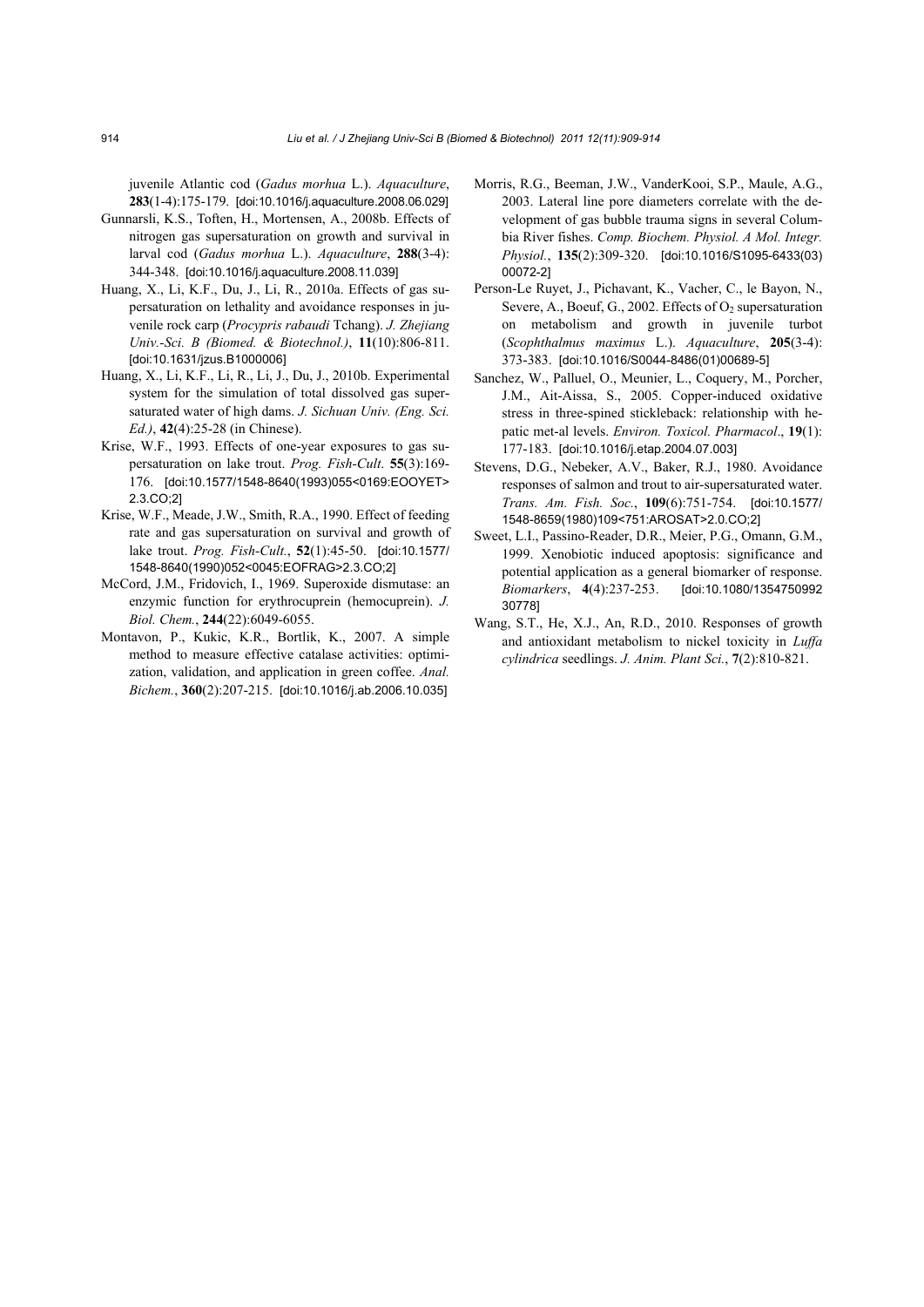juvenile Atlantic cod (*Gadus morhua* L.). *Aquaculture*, **283**(1-4):175-179. [doi:10.1016/j.aquaculture.2008.06.029]

Gunnarsli, K.S., Toften, H., Mortensen, A., 2008b. Effects of nitrogen gas supersaturation on growth and survival in larval cod (*Gadus morhua* L.). *Aquaculture*, **288**(3-4): 344-348. [doi:10.1016/j.aquaculture.2008.11.039]

Huang, X., Li, K.F., Du, J., Li, R., 2010a. Effects of gas supersaturation on lethality and avoidance responses in juvenile rock carp (*Procypris rabaudi* Tchang). *J. Zhejiang Univ.-Sci. B (Biomed. & Biotechnol.)*, **11**(10):806-811. [doi:10.1631/jzus.B1000006]

Huang, X., Li, K.F., Li, R., Li, J., Du, J., 2010b. Experimental system for the simulation of total dissolved gas supersaturated water of high dams. *J. Sichuan Univ. (Eng. Sci. Ed.)*, **42**(4):25-28 (in Chinese).

Krise, W.F., 1993. Effects of one-year exposures to gas supersaturation on lake trout. *Prog. Fish-Cult*. **55**(3):169-176. [doi:10.1577/1548-8640(1993)055<0169:EOOYET>2.3.CO;2]

Krise, W.F., Meade, J.W., Smith, R.A., 1990. Effect of feeding rate and gas supersaturation on survival and growth of lake trout. *Prog. Fish-Cult.*, **52**(1):45-50. [doi:10.1577/1548-8640(1990)052<0045:EOFRAG>2.3.CO;2]

McCord, J.M., Fridovich, I., 1969. Superoxide dismutase: an enzymic function for erythrocuprein (hemocuprein). *J. Biol. Chem.*, **244**(22):6049-6055.

Montavon, P., Kukic, K.R., Bortlik, K., 2007. A simple method to measure effective catalase activities: optimization, validation, and application in green coffee. *Anal. Bichem.*, **360**(2):207-215. [doi:10.1016/j.ab.2006.10.035]

Morris, R.G., Beeman, J.W., VanderKooi, S.P., Maule, A.G., 2003. Lateral line pore diameters correlate with the development of gas bubble trauma signs in several Columbia River fishes. *Comp. Biochem. Physiol. A Mol. Integr. Physiol.*, **135**(2):309-320. [doi:10.1016/S1095-6433(03)00072-2]

Person-Le Ruyet, J., Pichavant, K., Vacher, C., le Bayon, N., Severe, A., Boeuf, G., 2002. Effects of $O_2$ supersaturation on metabolism and growth in juvenile turbot (*Scophthalmus maximus* L.). *Aquaculture*, **205**(3-4): 373-383. [doi:10.1016/S0044-8486(01)00689-5]

Sanchez, W., Palluel, O., Meunier, L., Coquery, M., Porcher, J.M., Ait-Aissa, S., 2005. Copper-induced oxidative stress in three-spined stickleback: relationship with hepatic met-al levels. *Environ. Toxicol. Pharmacol*., **19**(1): 177-183. [doi:10.1016/j.etap.2004.07.003]

Stevens, D.G., Nebeker, A.V., Baker, R.J., 1980. Avoidance responses of salmon and trout to air-supersaturated water. *Trans. Am. Fish. Soc.*, **109**(6):751-754. [doi:10.1577/1548-8659(1980)109<751:AROSAT>2.0.CO;2]

Sweet, L.I., Passino-Reader, D.R., Meier, P.G., Omann, G.M., 1999. Xenobiotic induced apoptosis: significance and potential application as a general biomarker of response. *Biomarkers*, **4**(4):237-253. [doi:10.1080/135475099230778]

Wang, S.T., He, X.J., An, R.D., 2010. Responses of growth and antioxidant metabolism to nickel toxicity in *Luffa cylindrica* seedlings. *J. Anim. Plant Sci.*, **7**(2):810-821.